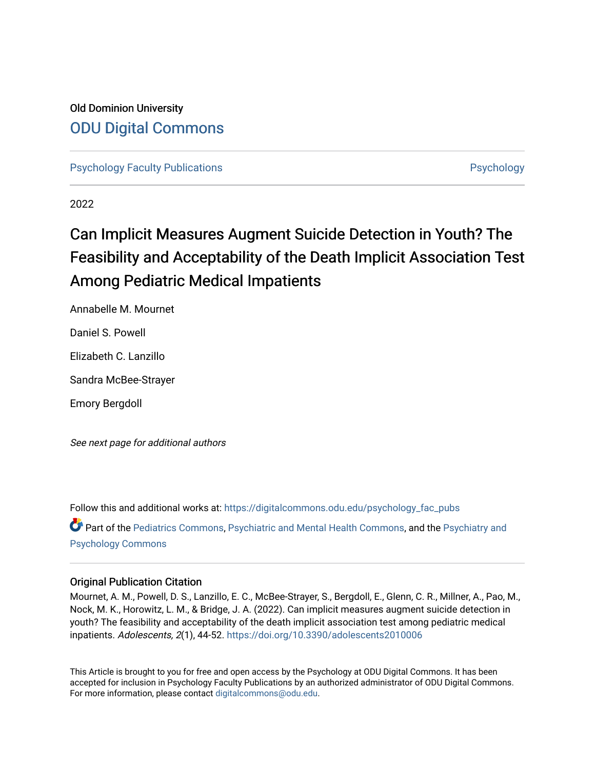Old Dominion University

# ODU Digital Commons

Psychology Faculty Publications | Psychology

2022

# Can Implicit Measures Augment Suicide Detection in Youth? The Feasibility and Acceptability of the Death Implicit Association Test Among Pediatric Medical Impatients

Annabelle M. Mournet

Daniel S. Powell

Elizabeth C. Lanzillo

Sandra McBee-Strayer

Emory Bergdoll

*See next page for additional authors*

Follow this and additional works at: https://digitalcommons.odu.edu/psychology_fac_pubs

Part of the Pediatrics Commons, Psychiatric and Mental Health Commons, and the Psychiatry and Psychology Commons

## Original Publication Citation

Mournet, A. M., Powell, D. S., Lanzillo, E. C., McBee-Strayer, S., Bergdoll, E., Glenn, C. R., Millner, A., Pao, M., Nock, M. K., Horowitz, L. M., & Bridge, J. A. (2022). Can implicit measures augment suicide detection in youth? The feasibility and acceptability of the death implicit association test among pediatric medical inpatients. *Adolescents, 2*(1), 44-52. https://doi.org/10.3390/adolescents2010006

This Article is brought to you for free and open access by the Psychology at ODU Digital Commons. It has been accepted for inclusion in Psychology Faculty Publications by an authorized administrator of ODU Digital Commons. For more information, please contact digitalcommons@odu.edu.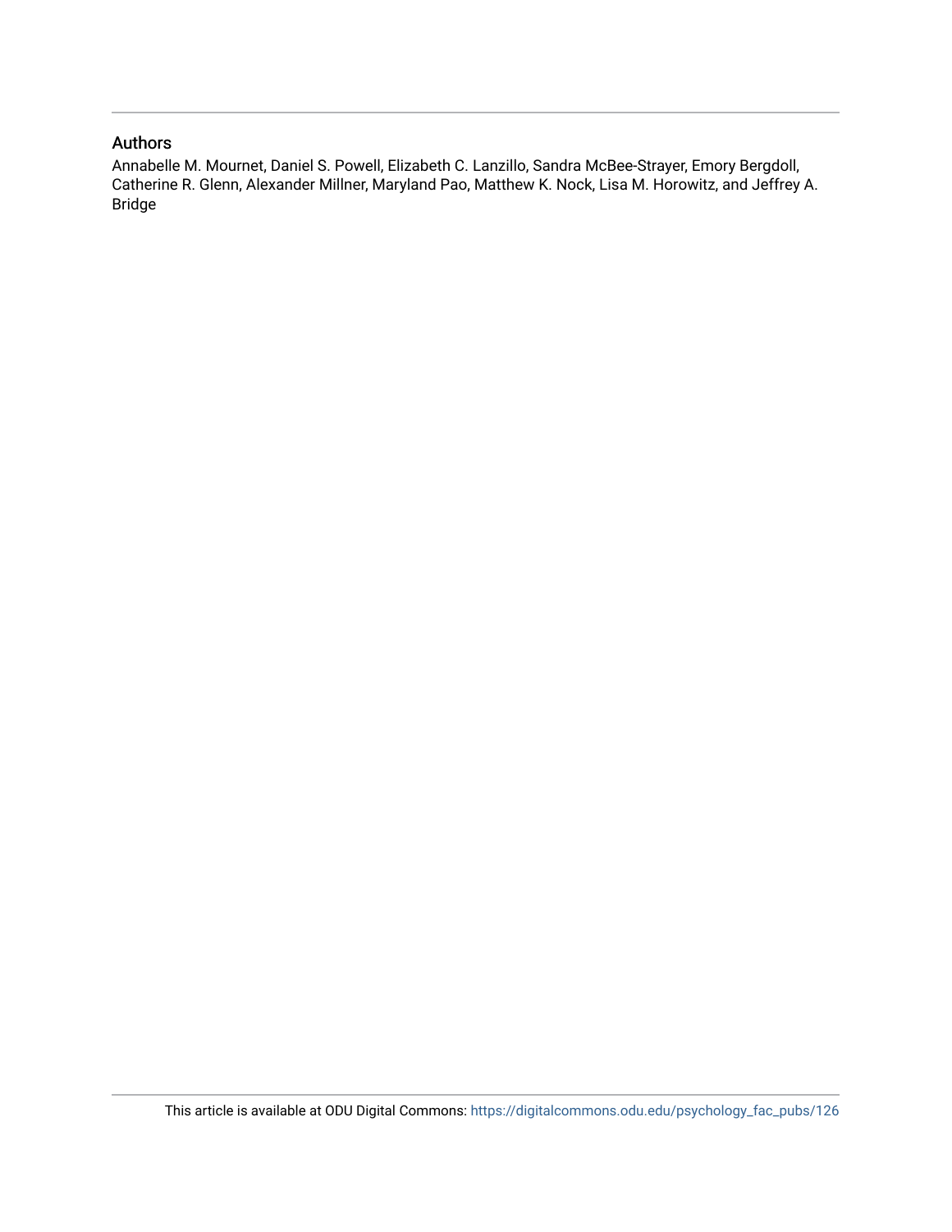## Authors

Annabelle M. Mournet, Daniel S. Powell, Elizabeth C. Lanzillo, Sandra McBee-Strayer, Emory Bergdoll, Catherine R. Glenn, Alexander Millner, Maryland Pao, Matthew K. Nock, Lisa M. Horowitz, and Jeffrey A. Bridge

This article is available at ODU Digital Commons: https://digitalcommons.odu.edu/psychology_fac_pubs/126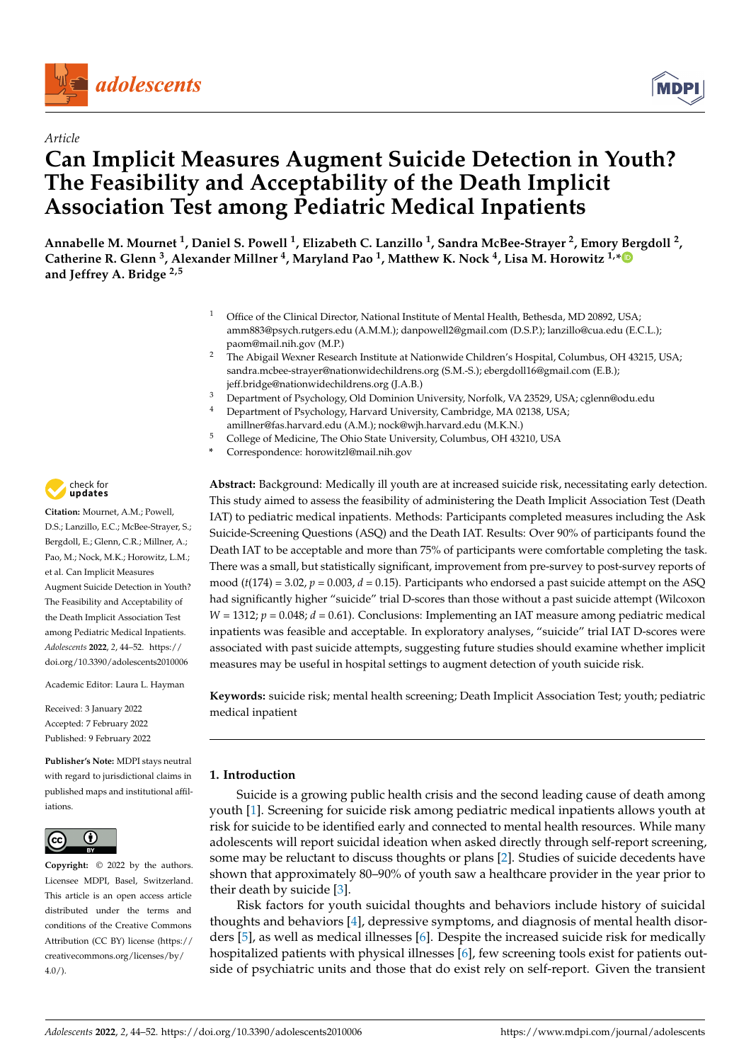*Article*

# Can Implicit Measures Augment Suicide Detection in Youth? The Feasibility and Acceptability of the Death Implicit Association Test among Pediatric Medical Inpatients

**Annabelle M. Mournet [1], Daniel S. Powell [1], Elizabeth C. Lanzillo [1], Sandra McBee-Strayer [2], Emory Bergdoll [2], Catherine R. Glenn [3], Alexander Millner [4], Maryland Pao [1], Matthew K. Nock [4], Lisa M. Horowitz [1,*] and Jeffrey A. Bridge [2,5]**

[1] Office of the Clinical Director, National Institute of Mental Health, Bethesda, MD 20892, USA; amm883@psych.rutgers.edu (A.M.M.); danpowell2@gmail.com (D.S.P.); lanzillo@cua.edu (E.C.L.); paom@mail.nih.gov (M.P.)

[2] The Abigail Wexner Research Institute at Nationwide Children's Hospital, Columbus, OH 43215, USA; sandra.mcbee-strayer@nationwidechildrens.org (S.M.-S.); ebergdoll16@gmail.com (E.B.); jeff.bridge@nationwidechildrens.org (J.A.B.)

[3] Department of Psychology, Old Dominion University, Norfolk, VA 23529, USA; cglenn@odu.edu

[4] Department of Psychology, Harvard University, Cambridge, MA 02138, USA; amillner@fas.harvard.edu (A.M.); nock@wjh.harvard.edu (M.K.N.)

[5] College of Medicine, The Ohio State University, Columbus, OH 43210, USA

\* Correspondence: horowitzl@mail.nih.gov

**Citation:** Mournet, A.M.; Powell, D.S.; Lanzillo, E.C.; McBee-Strayer, S.; Bergdoll, E.; Glenn, C.R.; Millner, A.; Pao, M.; Nock, M.K.; Horowitz, L.M.; et al. Can Implicit Measures Augment Suicide Detection in Youth? The Feasibility and Acceptability of the Death Implicit Association Test among Pediatric Medical Inpatients. *Adolescents* **2022**, *2*, 44–52. https://doi.org/10.3390/adolescents2010006

Academic Editor: Laura L. Hayman

Received: 3 January 2022
Accepted: 7 February 2022
Published: 9 February 2022

**Publisher's Note:** MDPI stays neutral with regard to jurisdictional claims in published maps and institutional affiliations.

**Copyright:** © 2022 by the authors. Licensee MDPI, Basel, Switzerland. This article is an open access article distributed under the terms and conditions of the Creative Commons Attribution (CC BY) license (https://creativecommons.org/licenses/by/4.0/).

**Abstract:** Background: Medically ill youth are at increased suicide risk, necessitating early detection. This study aimed to assess the feasibility of administering the Death Implicit Association Test (Death IAT) to pediatric medical inpatients. Methods: Participants completed measures including the Ask Suicide-Screening Questions (ASQ) and the Death IAT. Results: Over 90% of participants found the Death IAT to be acceptable and more than 75% of participants were comfortable completing the task. There was a small, but statistically significant, improvement from pre-survey to post-survey reports of mood ($t(174) = 3.02$, $p = 0.003$, $d = 0.15$). Participants who endorsed a past suicide attempt on the ASQ had significantly higher "suicide" trial D-scores than those without a past suicide attempt (Wilcoxon $W = 1312$; $p = 0.048$; $d = 0.61$). Conclusions: Implementing an IAT measure among pediatric medical inpatients was feasible and acceptable. In exploratory analyses, "suicide" trial IAT D-scores were associated with past suicide attempts, suggesting future studies should examine whether implicit measures may be useful in hospital settings to augment detection of youth suicide risk.

**Keywords:** suicide risk; mental health screening; Death Implicit Association Test; youth; pediatric medical inpatient

## 1. Introduction

Suicide is a growing public health crisis and the second leading cause of death among youth [1]. Screening for suicide risk among pediatric medical inpatients allows youth at risk for suicide to be identified early and connected to mental health resources. While many adolescents will report suicidal ideation when asked directly through self-report screening, some may be reluctant to discuss thoughts or plans [2]. Studies of suicide decedents have shown that approximately 80–90% of youth saw a healthcare provider in the year prior to their death by suicide [3].

Risk factors for youth suicidal thoughts and behaviors include history of suicidal thoughts and behaviors [4], depressive symptoms, and diagnosis of mental health disorders [5], as well as medical illnesses [6]. Despite the increased suicide risk for medically hospitalized patients with physical illnesses [6], few screening tools exist for patients outside of psychiatric units and those that do exist rely on self-report. Given the transient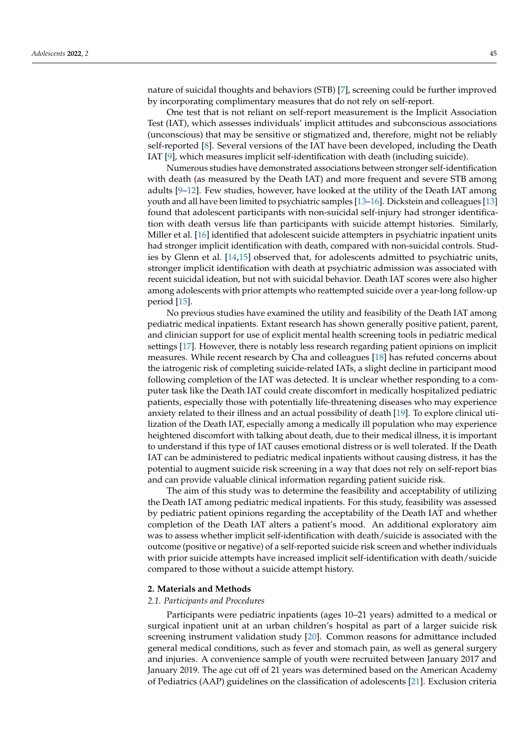nature of suicidal thoughts and behaviors (STB) [7], screening could be further improved by incorporating complimentary measures that do not rely on self-report.

One test that is not reliant on self-report measurement is the Implicit Association Test (IAT), which assesses individuals' implicit attitudes and subconscious associations (unconscious) that may be sensitive or stigmatized and, therefore, might not be reliably self-reported [8]. Several versions of the IAT have been developed, including the Death IAT [9], which measures implicit self-identification with death (including suicide).

Numerous studies have demonstrated associations between stronger self-identification with death (as measured by the Death IAT) and more frequent and severe STB among adults [9–12]. Few studies, however, have looked at the utility of the Death IAT among youth and all have been limited to psychiatric samples [13–16]. Dickstein and colleagues [13] found that adolescent participants with non-suicidal self-injury had stronger identification with death versus life than participants with suicide attempt histories. Similarly, Miller et al. [16] identified that adolescent suicide attempters in psychiatric inpatient units had stronger implicit identification with death, compared with non-suicidal controls. Studies by Glenn et al. [14,15] observed that, for adolescents admitted to psychiatric units, stronger implicit identification with death at psychiatric admission was associated with recent suicidal ideation, but not with suicidal behavior. Death IAT scores were also higher among adolescents with prior attempts who reattempted suicide over a year-long follow-up period [15].

No previous studies have examined the utility and feasibility of the Death IAT among pediatric medical inpatients. Extant research has shown generally positive patient, parent, and clinician support for use of explicit mental health screening tools in pediatric medical settings [17]. However, there is notably less research regarding patient opinions on implicit measures. While recent research by Cha and colleagues [18] has refuted concerns about the iatrogenic risk of completing suicide-related IATs, a slight decline in participant mood following completion of the IAT was detected. It is unclear whether responding to a computer task like the Death IAT could create discomfort in medically hospitalized pediatric patients, especially those with potentially life-threatening diseases who may experience anxiety related to their illness and an actual possibility of death [19]. To explore clinical utilization of the Death IAT, especially among a medically ill population who may experience heightened discomfort with talking about death, due to their medical illness, it is important to understand if this type of IAT causes emotional distress or is well tolerated. If the Death IAT can be administered to pediatric medical inpatients without causing distress, it has the potential to augment suicide risk screening in a way that does not rely on self-report bias and can provide valuable clinical information regarding patient suicide risk.

The aim of this study was to determine the feasibility and acceptability of utilizing the Death IAT among pediatric medical inpatients. For this study, feasibility was assessed by pediatric patient opinions regarding the acceptability of the Death IAT and whether completion of the Death IAT alters a patient's mood. An additional exploratory aim was to assess whether implicit self-identification with death/suicide is associated with the outcome (positive or negative) of a self-reported suicide risk screen and whether individuals with prior suicide attempts have increased implicit self-identification with death/suicide compared to those without a suicide attempt history.

## 2. Materials and Methods

### *2.1. Participants and Procedures*

Participants were pediatric inpatients (ages 10–21 years) admitted to a medical or surgical inpatient unit at an urban children's hospital as part of a larger suicide risk screening instrument validation study [20]. Common reasons for admittance included general medical conditions, such as fever and stomach pain, as well as general surgery and injuries. A convenience sample of youth were recruited between January 2017 and January 2019. The age cut off of 21 years was determined based on the American Academy of Pediatrics (AAP) guidelines on the classification of adolescents [21]. Exclusion criteria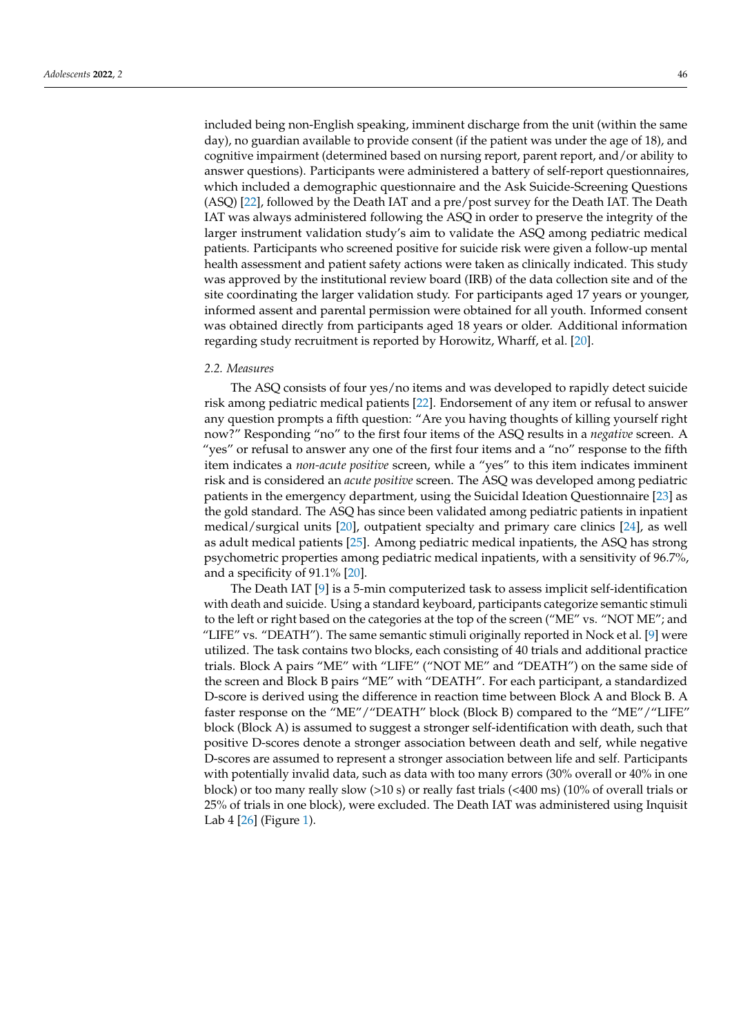included being non-English speaking, imminent discharge from the unit (within the same day), no guardian available to provide consent (if the patient was under the age of 18), and cognitive impairment (determined based on nursing report, parent report, and/or ability to answer questions). Participants were administered a battery of self-report questionnaires, which included a demographic questionnaire and the Ask Suicide-Screening Questions (ASQ) [22], followed by the Death IAT and a pre/post survey for the Death IAT. The Death IAT was always administered following the ASQ in order to preserve the integrity of the larger instrument validation study's aim to validate the ASQ among pediatric medical patients. Participants who screened positive for suicide risk were given a follow-up mental health assessment and patient safety actions were taken as clinically indicated. This study was approved by the institutional review board (IRB) of the data collection site and of the site coordinating the larger validation study. For participants aged 17 years or younger, informed assent and parental permission were obtained for all youth. Informed consent was obtained directly from participants aged 18 years or older. Additional information regarding study recruitment is reported by Horowitz, Wharff, et al. [20].

### 2.2. Measures

The ASQ consists of four yes/no items and was developed to rapidly detect suicide risk among pediatric medical patients [22]. Endorsement of any item or refusal to answer any question prompts a fifth question: "Are you having thoughts of killing yourself right now?" Responding "no" to the first four items of the ASQ results in a *negative* screen. A "yes" or refusal to answer any one of the first four items and a "no" response to the fifth item indicates a *non-acute positive* screen, while a "yes" to this item indicates imminent risk and is considered an *acute positive* screen. The ASQ was developed among pediatric patients in the emergency department, using the Suicidal Ideation Questionnaire [23] as the gold standard. The ASQ has since been validated among pediatric patients in inpatient medical/surgical units [20], outpatient specialty and primary care clinics [24], as well as adult medical patients [25]. Among pediatric medical inpatients, the ASQ has strong psychometric properties among pediatric medical inpatients, with a sensitivity of 96.7%, and a specificity of 91.1% [20].

The Death IAT [9] is a 5-min computerized task to assess implicit self-identification with death and suicide. Using a standard keyboard, participants categorize semantic stimuli to the left or right based on the categories at the top of the screen ("ME" vs. "NOT ME"; and "LIFE" vs. "DEATH"). The same semantic stimuli originally reported in Nock et al. [9] were utilized. The task contains two blocks, each consisting of 40 trials and additional practice trials. Block A pairs "ME" with "LIFE" ("NOT ME" and "DEATH") on the same side of the screen and Block B pairs "ME" with "DEATH". For each participant, a standardized D-score is derived using the difference in reaction time between Block A and Block B. A faster response on the "ME"/"DEATH" block (Block B) compared to the "ME"/"LIFE" block (Block A) is assumed to suggest a stronger self-identification with death, such that positive D-scores denote a stronger association between death and self, while negative D-scores are assumed to represent a stronger association between life and self. Participants with potentially invalid data, such as data with too many errors (30% overall or 40% in one block) or too many really slow (>10 s) or really fast trials (<400 ms) (10% of overall trials or 25% of trials in one block), were excluded. The Death IAT was administered using Inquisit Lab 4 [26] (Figure 1).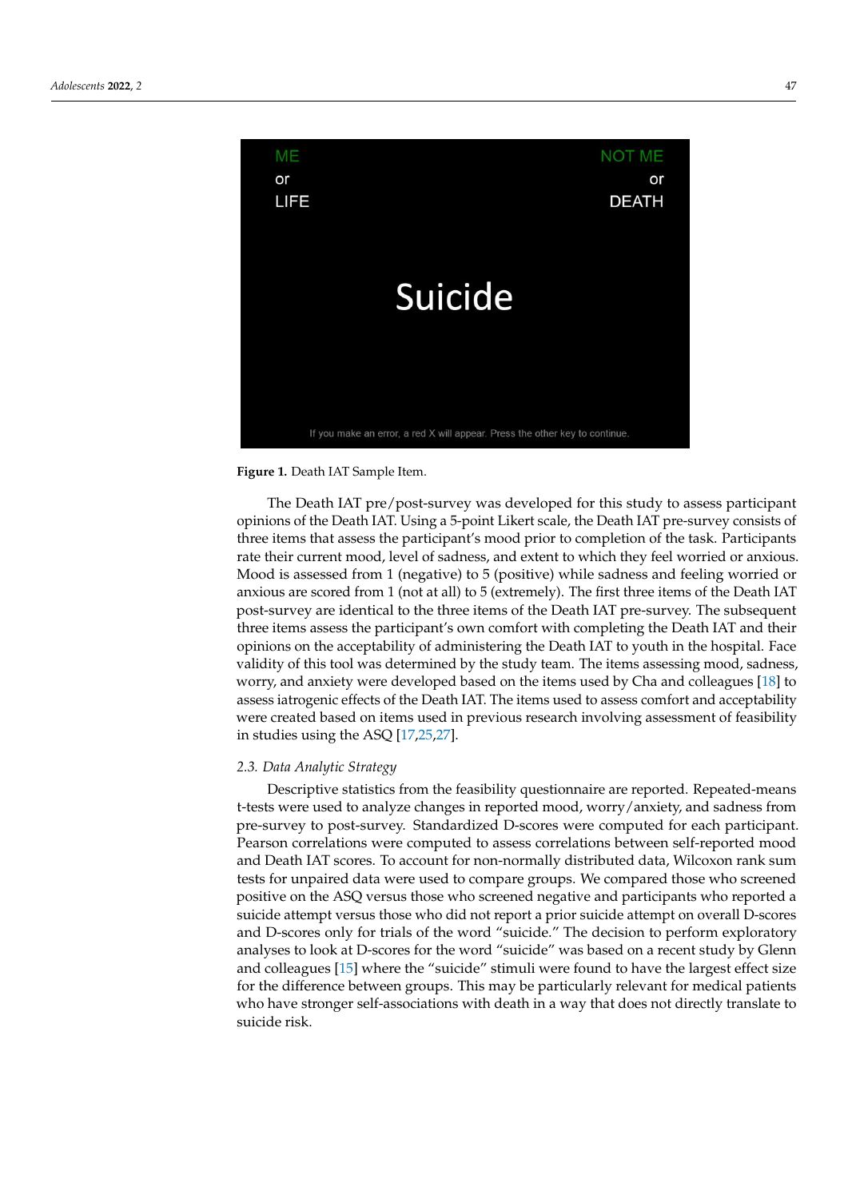ME
or
LIFE

NOT ME
or
DEATH

Suicide

If you make an error, a red X will appear. Press the other key to continue.

**Figure 1.** Death IAT Sample Item.

The Death IAT pre/post-survey was developed for this study to assess participant opinions of the Death IAT. Using a 5-point Likert scale, the Death IAT pre-survey consists of three items that assess the participant's mood prior to completion of the task. Participants rate their current mood, level of sadness, and extent to which they feel worried or anxious. Mood is assessed from 1 (negative) to 5 (positive) while sadness and feeling worried or anxious are scored from 1 (not at all) to 5 (extremely). The first three items of the Death IAT post-survey are identical to the three items of the Death IAT pre-survey. The subsequent three items assess the participant's own comfort with completing the Death IAT and their opinions on the acceptability of administering the Death IAT to youth in the hospital. Face validity of this tool was determined by the study team. The items assessing mood, sadness, worry, and anxiety were developed based on the items used by Cha and colleagues [18] to assess iatrogenic effects of the Death IAT. The items used to assess comfort and acceptability were created based on items used in previous research involving assessment of feasibility in studies using the ASQ [17,25,27].

### 2.3. Data Analytic Strategy

Descriptive statistics from the feasibility questionnaire are reported. Repeated-means t-tests were used to analyze changes in reported mood, worry/anxiety, and sadness from pre-survey to post-survey. Standardized D-scores were computed for each participant. Pearson correlations were computed to assess correlations between self-reported mood and Death IAT scores. To account for non-normally distributed data, Wilcoxon rank sum tests for unpaired data were used to compare groups. We compared those who screened positive on the ASQ versus those who screened negative and participants who reported a suicide attempt versus those who did not report a prior suicide attempt on overall D-scores and D-scores only for trials of the word "suicide." The decision to perform exploratory analyses to look at D-scores for the word "suicide" was based on a recent study by Glenn and colleagues [15] where the "suicide" stimuli were found to have the largest effect size for the difference between groups. This may be particularly relevant for medical patients who have stronger self-associations with death in a way that does not directly translate to suicide risk.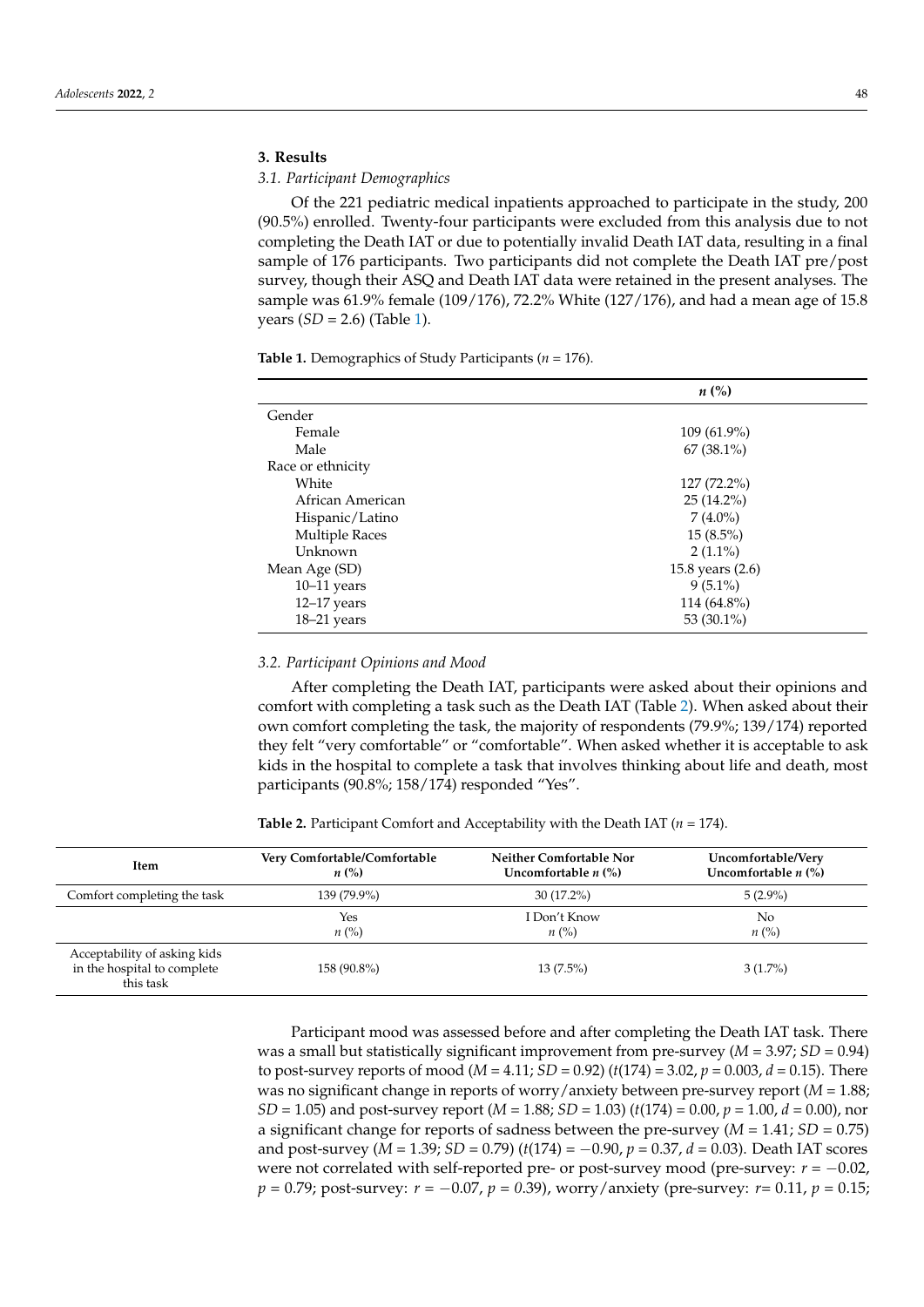## 3. Results

### 3.1. Participant Demographics

Of the 221 pediatric medical inpatients approached to participate in the study, 200 (90.5%) enrolled. Twenty-four participants were excluded from this analysis due to not completing the Death IAT or due to potentially invalid Death IAT data, resulting in a final sample of 176 participants. Two participants did not complete the Death IAT pre/post survey, though their ASQ and Death IAT data were retained in the present analyses. The sample was 61.9% female (109/176), 72.2% White (127/176), and had a mean age of 15.8 years (*SD* = 2.6) (Table 1).

**Table 1.** Demographics of Study Participants (*n* = 176).

| | *n* (%) |
|---|---|
| Gender | |
| Female | 109 (61.9%) |
| Male | 67 (38.1%) |
| Race or ethnicity | |
| White | 127 (72.2%) |
| African American | 25 (14.2%) |
| Hispanic/Latino | 7 (4.0%) |
| Multiple Races | 15 (8.5%) |
| Unknown | 2 (1.1%) |
| Mean Age (SD) | 15.8 years (2.6) |
| 10–11 years | 9 (5.1%) |
| 12–17 years | 114 (64.8%) |
| 18–21 years | 53 (30.1%) |

### 3.2. Participant Opinions and Mood

After completing the Death IAT, participants were asked about their opinions and comfort with completing a task such as the Death IAT (Table 2). When asked about their own comfort completing the task, the majority of respondents (79.9%; 139/174) reported they felt "very comfortable" or "comfortable". When asked whether it is acceptable to ask kids in the hospital to complete a task that involves thinking about life and death, most participants (90.8%; 158/174) responded "Yes".

**Table 2.** Participant Comfort and Acceptability with the Death IAT (*n* = 174).

| Item | Very Comfortable/Comfortable *n* (%) | Neither Comfortable Nor Uncomfortable *n* (%) | Uncomfortable/Very Uncomfortable *n* (%) |
|---|---|---|---|
| Comfort completing the task | 139 (79.9%) | 30 (17.2%) | 5 (2.9%) |
| | Yes *n* (%) | I Don't Know *n* (%) | No *n* (%) |
| Acceptability of asking kids in the hospital to complete this task | 158 (90.8%) | 13 (7.5%) | 3 (1.7%) |

Participant mood was assessed before and after completing the Death IAT task. There was a small but statistically significant improvement from pre-survey (*M* = 3.97; *SD* = 0.94) to post-survey reports of mood (*M* = 4.11; *SD* = 0.92) ($t(174) = 3.02$, $p = 0.003$, $d = 0.15$). There was no significant change in reports of worry/anxiety between pre-survey report (*M* = 1.88; *SD* = 1.05) and post-survey report (*M* = 1.88; *SD* = 1.03) ($t(174) = 0.00$, $p = 1.00$, $d = 0.00$), nor a significant change for reports of sadness between the pre-survey (*M* = 1.41; *SD* = 0.75) and post-survey (*M* = 1.39; *SD* = 0.79) ($t(174) = -0.90$, $p = 0.37$, $d = 0.03$). Death IAT scores were not correlated with self-reported pre- or post-survey mood (pre-survey: $r = -0.02$, $p = 0.79$; post-survey: $r = -0.07$, $p = 0.39$), worry/anxiety (pre-survey: $r = 0.11$, $p = 0.15$;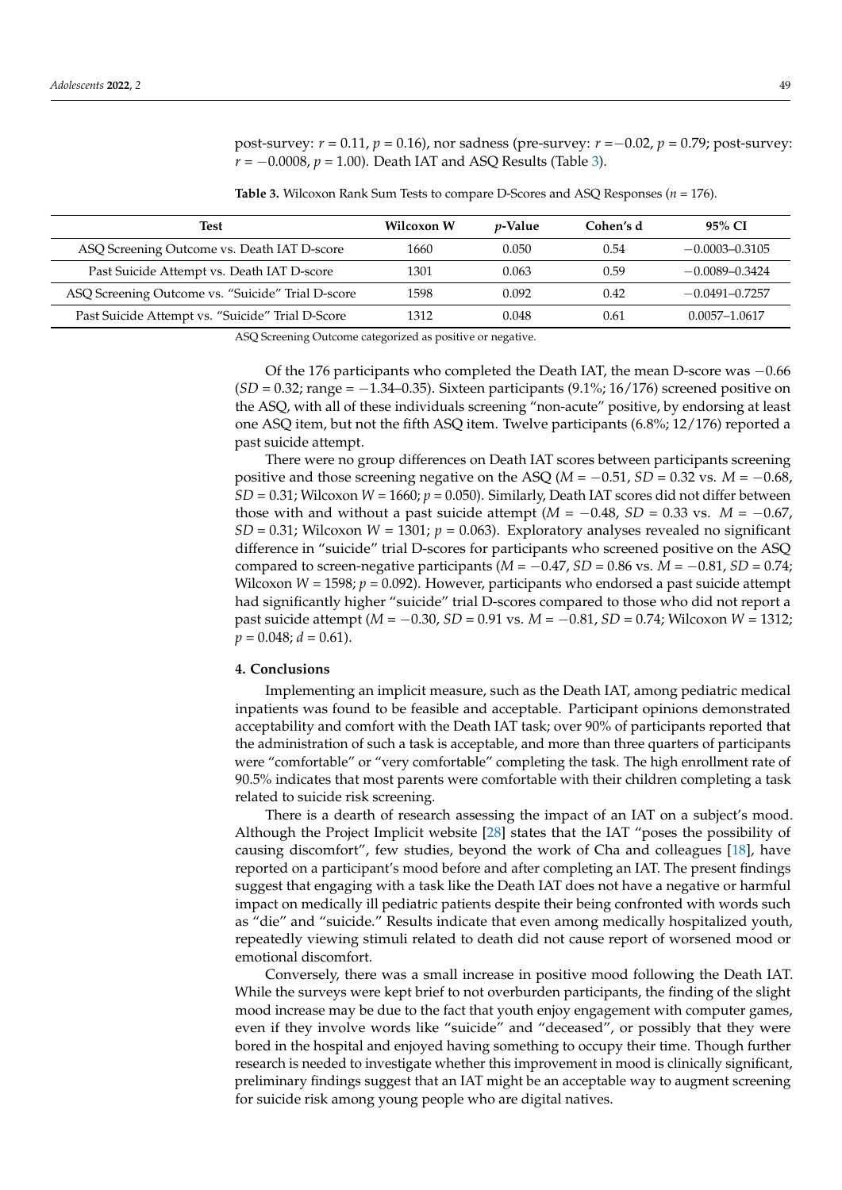post-survey: $r = 0.11$, $p = 0.16$), nor sadness (pre-survey: $r = -0.02$, $p = 0.79$; post-survey: $r = -0.0008$, $p = 1.00$). Death IAT and ASQ Results (Table 3).

**Table 3.** Wilcoxon Rank Sum Tests to compare D-Scores and ASQ Responses ($n = 176$).

| Test | Wilcoxon W | p-Value | Cohen's d | 95% CI |
|---|---|---|---|---|
| ASQ Screening Outcome vs. Death IAT D-score | 1660 | 0.050 | 0.54 | −0.0003–0.3105 |
| Past Suicide Attempt vs. Death IAT D-score | 1301 | 0.063 | 0.59 | −0.0089–0.3424 |
| ASQ Screening Outcome vs. "Suicide" Trial D-score | 1598 | 0.092 | 0.42 | −0.0491–0.7257 |
| Past Suicide Attempt vs. "Suicide" Trial D-score | 1312 | 0.048 | 0.61 | 0.0057–1.0617 |

ASQ Screening Outcome categorized as positive or negative.

Of the 176 participants who completed the Death IAT, the mean D-score was −0.66 ($SD = 0.32$; range = −1.34–0.35). Sixteen participants (9.1%; 16/176) screened positive on the ASQ, with all of these individuals screening "non-acute" positive, by endorsing at least one ASQ item, but not the fifth ASQ item. Twelve participants (6.8%; 12/176) reported a past suicide attempt.

There were no group differences on Death IAT scores between participants screening positive and those screening negative on the ASQ ($M = -0.51$, $SD = 0.32$ vs. $M = -0.68$, $SD = 0.31$; Wilcoxon $W = 1660$; $p = 0.050$). Similarly, Death IAT scores did not differ between those with and without a past suicide attempt ($M = -0.48$, $SD = 0.33$ vs. $M = -0.67$, $SD = 0.31$; Wilcoxon $W = 1301$; $p = 0.063$). Exploratory analyses revealed no significant difference in "suicide" trial D-scores for participants who screened positive on the ASQ compared to screen-negative participants ($M = -0.47$, $SD = 0.86$ vs. $M = -0.81$, $SD = 0.74$; Wilcoxon $W = 1598$; $p = 0.092$). However, participants who endorsed a past suicide attempt had significantly higher "suicide" trial D-scores compared to those who did not report a past suicide attempt ($M = -0.30$, $SD = 0.91$ vs. $M = -0.81$, $SD = 0.74$; Wilcoxon $W = 1312$; $p = 0.048$; $d = 0.61$).

## 4. Conclusions

Implementing an implicit measure, such as the Death IAT, among pediatric medical inpatients was found to be feasible and acceptable. Participant opinions demonstrated acceptability and comfort with the Death IAT task; over 90% of participants reported that the administration of such a task is acceptable, and more than three quarters of participants were "comfortable" or "very comfortable" completing the task. The high enrollment rate of 90.5% indicates that most parents were comfortable with their children completing a task related to suicide risk screening.

There is a dearth of research assessing the impact of an IAT on a subject's mood. Although the Project Implicit website [28] states that the IAT "poses the possibility of causing discomfort", few studies, beyond the work of Cha and colleagues [18], have reported on a participant's mood before and after completing an IAT. The present findings suggest that engaging with a task like the Death IAT does not have a negative or harmful impact on medically ill pediatric patients despite their being confronted with words such as "die" and "suicide." Results indicate that even among medically hospitalized youth, repeatedly viewing stimuli related to death did not cause report of worsened mood or emotional discomfort.

Conversely, there was a small increase in positive mood following the Death IAT. While the surveys were kept brief to not overburden participants, the finding of the slight mood increase may be due to the fact that youth enjoy engagement with computer games, even if they involve words like "suicide" and "deceased", or possibly that they were bored in the hospital and enjoyed having something to occupy their time. Though further research is needed to investigate whether this improvement in mood is clinically significant, preliminary findings suggest that an IAT might be an acceptable way to augment screening for suicide risk among young people who are digital natives.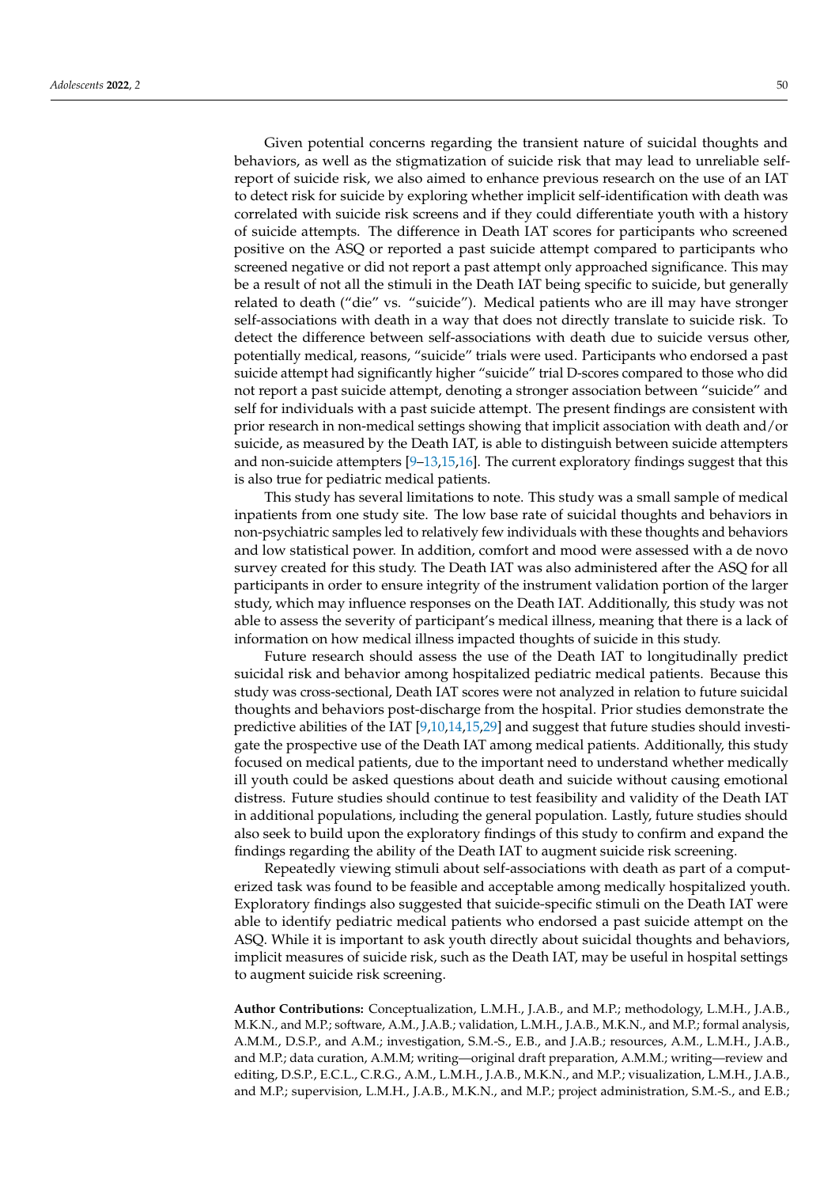Given potential concerns regarding the transient nature of suicidal thoughts and behaviors, as well as the stigmatization of suicide risk that may lead to unreliable self-report of suicide risk, we also aimed to enhance previous research on the use of an IAT to detect risk for suicide by exploring whether implicit self-identification with death was correlated with suicide risk screens and if they could differentiate youth with a history of suicide attempts. The difference in Death IAT scores for participants who screened positive on the ASQ or reported a past suicide attempt compared to participants who screened negative or did not report a past attempt only approached significance. This may be a result of not all the stimuli in the Death IAT being specific to suicide, but generally related to death ("die" vs. "suicide"). Medical patients who are ill may have stronger self-associations with death in a way that does not directly translate to suicide risk. To detect the difference between self-associations with death due to suicide versus other, potentially medical, reasons, "suicide" trials were used. Participants who endorsed a past suicide attempt had significantly higher "suicide" trial D-scores compared to those who did not report a past suicide attempt, denoting a stronger association between "suicide" and self for individuals with a past suicide attempt. The present findings are consistent with prior research in non-medical settings showing that implicit association with death and/or suicide, as measured by the Death IAT, is able to distinguish between suicide attempters and non-suicide attempters [9–13,15,16]. The current exploratory findings suggest that this is also true for pediatric medical patients.

This study has several limitations to note. This study was a small sample of medical inpatients from one study site. The low base rate of suicidal thoughts and behaviors in non-psychiatric samples led to relatively few individuals with these thoughts and behaviors and low statistical power. In addition, comfort and mood were assessed with a de novo survey created for this study. The Death IAT was also administered after the ASQ for all participants in order to ensure integrity of the instrument validation portion of the larger study, which may influence responses on the Death IAT. Additionally, this study was not able to assess the severity of participant's medical illness, meaning that there is a lack of information on how medical illness impacted thoughts of suicide in this study.

Future research should assess the use of the Death IAT to longitudinally predict suicidal risk and behavior among hospitalized pediatric medical patients. Because this study was cross-sectional, Death IAT scores were not analyzed in relation to future suicidal thoughts and behaviors post-discharge from the hospital. Prior studies demonstrate the predictive abilities of the IAT [9,10,14,15,29] and suggest that future studies should investigate the prospective use of the Death IAT among medical patients. Additionally, this study focused on medical patients, due to the important need to understand whether medically ill youth could be asked questions about death and suicide without causing emotional distress. Future studies should continue to test feasibility and validity of the Death IAT in additional populations, including the general population. Lastly, future studies should also seek to build upon the exploratory findings of this study to confirm and expand the findings regarding the ability of the Death IAT to augment suicide risk screening.

Repeatedly viewing stimuli about self-associations with death as part of a computerized task was found to be feasible and acceptable among medically hospitalized youth. Exploratory findings also suggested that suicide-specific stimuli on the Death IAT were able to identify pediatric medical patients who endorsed a past suicide attempt on the ASQ. While it is important to ask youth directly about suicidal thoughts and behaviors, implicit measures of suicide risk, such as the Death IAT, may be useful in hospital settings to augment suicide risk screening.

**Author Contributions:** Conceptualization, L.M.H., J.A.B., and M.P.; methodology, L.M.H., J.A.B., M.K.N., and M.P.; software, A.M., J.A.B.; validation, L.M.H., J.A.B., M.K.N., and M.P.; formal analysis, A.M.M., D.S.P., and A.M.; investigation, S.M.-S., E.B., and J.A.B.; resources, A.M., L.M.H., J.A.B., and M.P.; data curation, A.M.M; writing—original draft preparation, A.M.M.; writing—review and editing, D.S.P., E.C.L., C.R.G., A.M., L.M.H., J.A.B., M.K.N., and M.P.; visualization, L.M.H., J.A.B., and M.P.; supervision, L.M.H., J.A.B., M.K.N., and M.P.; project administration, S.M.-S., and E.B.;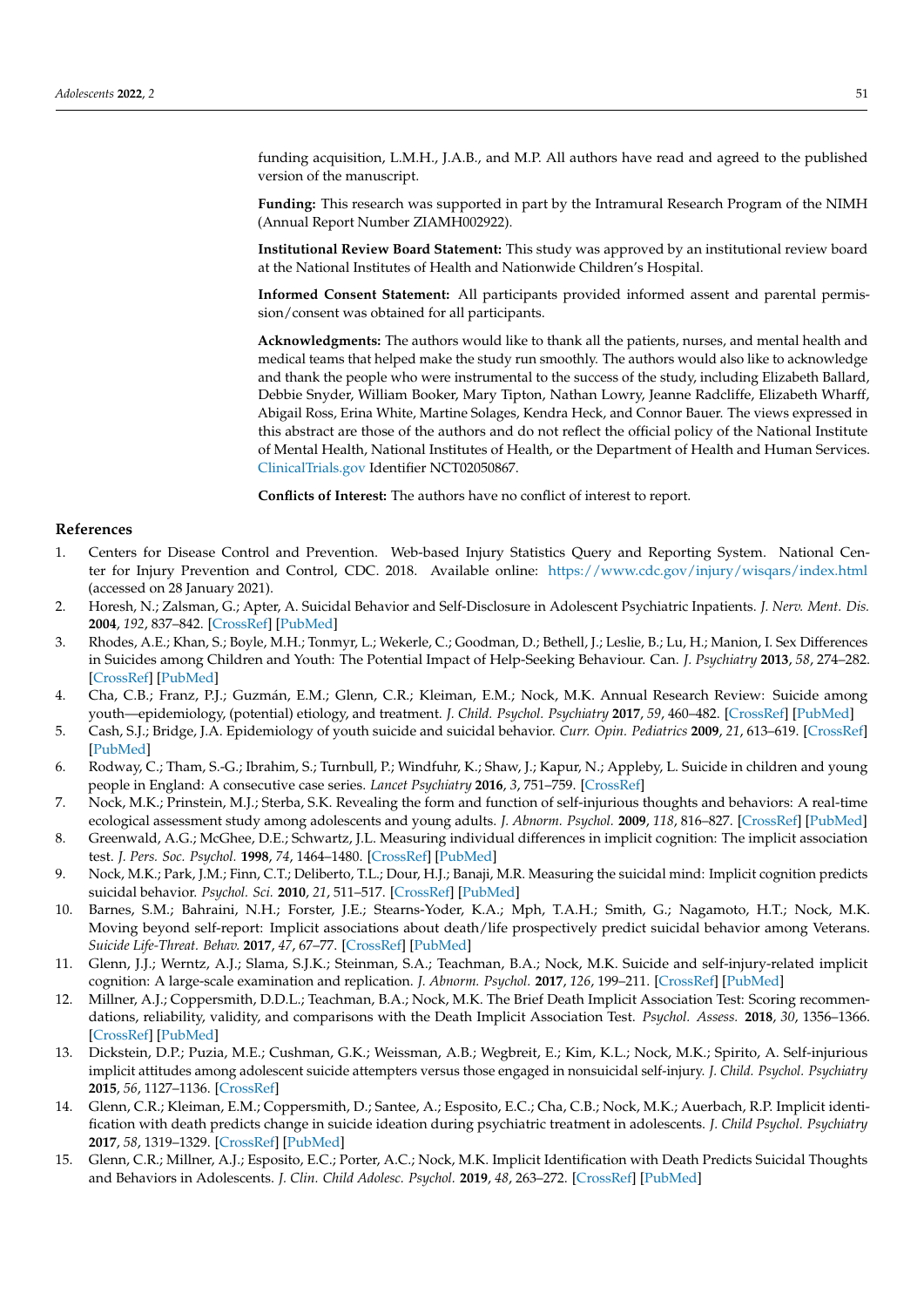funding acquisition, L.M.H., J.A.B., and M.P. All authors have read and agreed to the published version of the manuscript.

**Funding:** This research was supported in part by the Intramural Research Program of the NIMH (Annual Report Number ZIAMH002922).

**Institutional Review Board Statement:** This study was approved by an institutional review board at the National Institutes of Health and Nationwide Children's Hospital.

**Informed Consent Statement:** All participants provided informed assent and parental permission/consent was obtained for all participants.

**Acknowledgments:** The authors would like to thank all the patients, nurses, and mental health and medical teams that helped make the study run smoothly. The authors would also like to acknowledge and thank the people who were instrumental to the success of the study, including Elizabeth Ballard, Debbie Snyder, William Booker, Mary Tipton, Nathan Lowry, Jeanne Radcliffe, Elizabeth Wharff, Abigail Ross, Erina White, Martine Solages, Kendra Heck, and Connor Bauer. The views expressed in this abstract are those of the authors and do not reflect the official policy of the National Institute of Mental Health, National Institutes of Health, or the Department of Health and Human Services. ClinicalTrials.gov Identifier NCT02050867.

**Conflicts of Interest:** The authors have no conflict of interest to report.

## References

1. Centers for Disease Control and Prevention. Web-based Injury Statistics Query and Reporting System. National Center for Injury Prevention and Control, CDC. 2018. Available online: https://www.cdc.gov/injury/wisqars/index.html (accessed on 28 January 2021).
2. Horesh, N.; Zalsman, G.; Apter, A. Suicidal Behavior and Self-Disclosure in Adolescent Psychiatric Inpatients. *J. Nerv. Ment. Dis.* **2004**, *192*, 837–842. [CrossRef] [PubMed]
3. Rhodes, A.E.; Khan, S.; Boyle, M.H.; Tonmyr, L.; Wekerle, C.; Goodman, D.; Bethell, J.; Leslie, B.; Lu, H.; Manion, I. Sex Differences in Suicides among Children and Youth: The Potential Impact of Help-Seeking Behaviour. Can. *J. Psychiatry* **2013**, *58*, 274–282. [CrossRef] [PubMed]
4. Cha, C.B.; Franz, P.J.; Guzmán, E.M.; Glenn, C.R.; Kleiman, E.M.; Nock, M.K. Annual Research Review: Suicide among youth—epidemiology, (potential) etiology, and treatment. *J. Child. Psychol. Psychiatry* **2017**, *59*, 460–482. [CrossRef] [PubMed]
5. Cash, S.J.; Bridge, J.A. Epidemiology of youth suicide and suicidal behavior. *Curr. Opin. Pediatrics* **2009**, *21*, 613–619. [CrossRef] [PubMed]
6. Rodway, C.; Tham, S.-G.; Ibrahim, S.; Turnbull, P.; Windfuhr, K.; Shaw, J.; Kapur, N.; Appleby, L. Suicide in children and young people in England: A consecutive case series. *Lancet Psychiatry* **2016**, *3*, 751–759. [CrossRef]
7. Nock, M.K.; Prinstein, M.J.; Sterba, S.K. Revealing the form and function of self-injurious thoughts and behaviors: A real-time ecological assessment study among adolescents and young adults. *J. Abnorm. Psychol.* **2009**, *118*, 816–827. [CrossRef] [PubMed]
8. Greenwald, A.G.; McGhee, D.E.; Schwartz, J.L. Measuring individual differences in implicit cognition: The implicit association test. *J. Pers. Soc. Psychol.* **1998**, *74*, 1464–1480. [CrossRef] [PubMed]
9. Nock, M.K.; Park, J.M.; Finn, C.T.; Deliberto, T.L.; Dour, H.J.; Banaji, M.R. Measuring the suicidal mind: Implicit cognition predicts suicidal behavior. *Psychol. Sci.* **2010**, *21*, 511–517. [CrossRef] [PubMed]
10. Barnes, S.M.; Bahraini, N.H.; Forster, J.E.; Stearns-Yoder, K.A.; Mph, T.A.H.; Smith, G.; Nagamoto, H.T.; Nock, M.K. Moving beyond self-report: Implicit associations about death/life prospectively predict suicidal behavior among Veterans. *Suicide Life-Threat. Behav.* **2017**, *47*, 67–77. [CrossRef] [PubMed]
11. Glenn, J.J.; Werntz, A.J.; Slama, S.J.K.; Steinman, S.A.; Teachman, B.A.; Nock, M.K. Suicide and self-injury-related implicit cognition: A large-scale examination and replication. *J. Abnorm. Psychol.* **2017**, *126*, 199–211. [CrossRef] [PubMed]
12. Millner, A.J.; Coppersmith, D.D.L.; Teachman, B.A.; Nock, M.K. The Brief Death Implicit Association Test: Scoring recommendations, reliability, validity, and comparisons with the Death Implicit Association Test. *Psychol. Assess.* **2018**, *30*, 1356–1366. [CrossRef] [PubMed]
13. Dickstein, D.P.; Puzia, M.E.; Cushman, G.K.; Weissman, A.B.; Wegbreit, E.; Kim, K.L.; Nock, M.K.; Spirito, A. Self-injurious implicit attitudes among adolescent suicide attempters versus those engaged in nonsuicidal self-injury. *J. Child. Psychol. Psychiatry* **2015**, *56*, 1127–1136. [CrossRef]
14. Glenn, C.R.; Kleiman, E.M.; Coppersmith, D.; Santee, A.; Esposito, E.C.; Cha, C.B.; Nock, M.K.; Auerbach, R.P. Implicit identification with death predicts change in suicide ideation during psychiatric treatment in adolescents. *J. Child Psychol. Psychiatry* **2017**, *58*, 1319–1329. [CrossRef] [PubMed]
15. Glenn, C.R.; Millner, A.J.; Esposito, E.C.; Porter, A.C.; Nock, M.K. Implicit Identification with Death Predicts Suicidal Thoughts and Behaviors in Adolescents. *J. Clin. Child Adolesc. Psychol.* **2019**, *48*, 263–272. [CrossRef] [PubMed]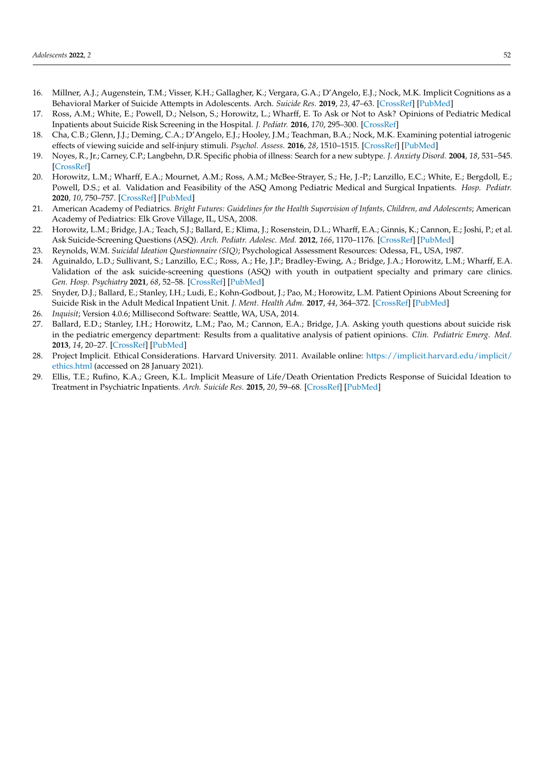16. Millner, A.J.; Augenstein, T.M.; Visser, K.H.; Gallagher, K.; Vergara, G.A.; D'Angelo, E.J.; Nock, M.K. Implicit Cognitions as a Behavioral Marker of Suicide Attempts in Adolescents. Arch. *Suicide Res.* **2019**, *23*, 47–63. [CrossRef] [PubMed]
17. Ross, A.M.; White, E.; Powell, D.; Nelson, S.; Horowitz, L.; Wharff, E. To Ask or Not to Ask? Opinions of Pediatric Medical Inpatients about Suicide Risk Screening in the Hospital. *J. Pediatr.* **2016**, *170*, 295–300. [CrossRef]
18. Cha, C.B.; Glenn, J.J.; Deming, C.A.; D'Angelo, E.J.; Hooley, J.M.; Teachman, B.A.; Nock, M.K. Examining potential iatrogenic effects of viewing suicide and self-injury stimuli. *Psychol. Assess.* **2016**, *28*, 1510–1515. [CrossRef] [PubMed]
19. Noyes, R., Jr.; Carney, C.P.; Langbehn, D.R. Specific phobia of illness: Search for a new subtype. *J. Anxiety Disord.* **2004**, *18*, 531–545. [CrossRef]
20. Horowitz, L.M.; Wharff, E.A.; Mournet, A.M.; Ross, A.M.; McBee-Strayer, S.; He, J.-P.; Lanzillo, E.C.; White, E.; Bergdoll, E.; Powell, D.S.; et al. Validation and Feasibility of the ASQ Among Pediatric Medical and Surgical Inpatients. *Hosp. Pediatr.* **2020**, *10*, 750–757. [CrossRef] [PubMed]
21. American Academy of Pediatrics. *Bright Futures: Guidelines for the Health Supervision of Infants, Children, and Adolescents*; American Academy of Pediatrics: Elk Grove Village, IL, USA, 2008.
22. Horowitz, L.M.; Bridge, J.A.; Teach, S.J.; Ballard, E.; Klima, J.; Rosenstein, D.L.; Wharff, E.A.; Ginnis, K.; Cannon, E.; Joshi, P.; et al. Ask Suicide-Screening Questions (ASQ). *Arch. Pediatr. Adolesc. Med.* **2012**, *166*, 1170–1176. [CrossRef] [PubMed]
23. Reynolds, W.M. *Suicidal Ideation Questionnaire (SIQ)*; Psychological Assessment Resources: Odessa, FL, USA, 1987.
24. Aguinaldo, L.D.; Sullivant, S.; Lanzillo, E.C.; Ross, A.; He, J.P.; Bradley-Ewing, A.; Bridge, J.A.; Horowitz, L.M.; Wharff, E.A. Validation of the ask suicide-screening questions (ASQ) with youth in outpatient specialty and primary care clinics. *Gen. Hosp. Psychiatry* **2021**, *68*, 52–58. [CrossRef] [PubMed]
25. Snyder, D.J.; Ballard, E.; Stanley, I.H.; Ludi, E.; Kohn-Godbout, J.; Pao, M.; Horowitz, L.M. Patient Opinions About Screening for Suicide Risk in the Adult Medical Inpatient Unit. *J. Ment. Health Adm.* **2017**, *44*, 364–372. [CrossRef] [PubMed]
26. *Inquisit*; Version 4.0.6; Millisecond Software: Seattle, WA, USA, 2014.
27. Ballard, E.D.; Stanley, I.H.; Horowitz, L.M.; Pao, M.; Cannon, E.A.; Bridge, J.A. Asking youth questions about suicide risk in the pediatric emergency department: Results from a qualitative analysis of patient opinions. *Clin. Pediatric Emerg. Med.* **2013**, *14*, 20–27. [CrossRef] [PubMed]
28. Project Implicit. Ethical Considerations. Harvard University. 2011. Available online: https://implicit.harvard.edu/implicit/ethics.html (accessed on 28 January 2021).
29. Ellis, T.E.; Rufino, K.A.; Green, K.L. Implicit Measure of Life/Death Orientation Predicts Response of Suicidal Ideation to Treatment in Psychiatric Inpatients. *Arch. Suicide Res.* **2015**, *20*, 59–68. [CrossRef] [PubMed]